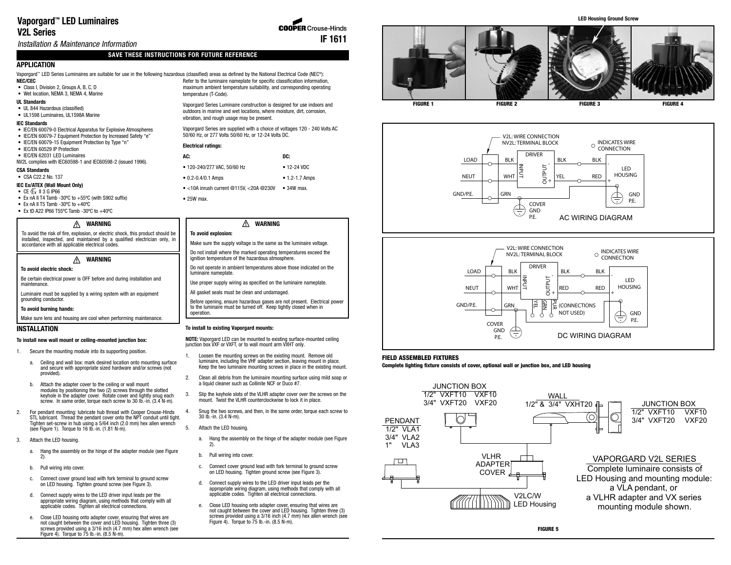# Vaporgard™ LED Luminaires
# V2L Series

*Installation & Maintenance Information*

COOPER Crouse-Hinds

**IF 1611**

**SAVE THESE INSTRUCTIONS FOR FUTURE REFERENCE**

## APPLICATION

Vaporgard™ LED Series Luminaires are suitable for use in the following hazardous (classified) areas as defined by the National Electrical Code (NEC®):

**NEC/CEC**
- Class I, Division 2, Groups A, B, C, D
- Wet location, NEMA 3, NEMA 4, Marine

**UL Standards**
- UL 844 Hazardous (classified)
- UL1598 Luminaires, UL1598A Marine

**IEC Standards**
- IEC/EN 60079-0 Electrical Apparatus for Explosive Atmospheres
- IEC/EN 60079-7 Equipment Protection by Increased Safety "e"
- IEC/EN 60079-15 Equipment Protection by Type "n"
- IEC/EN 60529 IP Protection
- IEC/EN 62031 LED Luminaires

NV2L complies with IEC60598-1 and IEC60598-2 (issued 1996).

**CSA Standards**
- CSA C22.2 No. 137

**IEC Ex/ATEX (Wall Mount Only)**
- CE Ex II 3 G IP66
- Ex nA II T4 Tamb -30ºC to +55ºC (with S902 suffix)
- Ex nA II T5 Tamb -30ºC to +40ºC
- Ex tD A22 IP66 T55ºC Tamb -30ºC to +40ºC

Refer to the luminaire nameplate for specific classification information, maximum ambient temperature suitability, and corresponding operating temperature (T-Code).

Vaporgard Series Luminaire construction is designed for use indoors and outdoors in marine and wet locations, where moisture, dirt, corrosion, vibration, and rough usage may be present.

Vaporgard Series are supplied with a choice of voltages 120 - 240 Volts AC 50/60 Hz, or 277 Volts 50/60 Hz, or 12-24 Volts DC.

**Electrical ratings:**

| AC: | DC: |
|---|---|
| • 120-240/277 VAC, 50/60 Hz | • 12-24 VDC |
| • 0.2-0.4/0.1 Amps | • 1.2-1.7 Amps |
| • <10A inrush current @115V, <20A @230V | • 34W max. |
| • 25W max. | |

### ⚠ WARNING

To avoid the risk of fire, explosion, or electric shock, this product should be installed, inspected, and maintained by a qualified electrician only, in accordance with all applicable electrical codes.

### ⚠ WARNING

**To avoid electric shock:**

Be certain electrical power is OFF before and during installation and maintenance.

Luminaire must be supplied by a wiring system with an equipment grounding conductor.

**To avoid burning hands:**

Make sure lens and housing are cool when performing maintenance.

### ⚠ WARNING

**To avoid explosion:**

Make sure the supply voltage is the same as the luminaire voltage.

Do not install where the marked operating temperatures exceed the ignition temperature of the hazardous atmosphere.

Do not operate in ambient temperatures above those indicated on the luminaire nameplate.

Use proper supply wiring as specified on the luminaire nameplate.

All gasket seals must be clean and undamaged.

Before opening, ensure hazardous gases are not present. Electrical power to the luminaire must be turned off. Keep tightly closed when in operation.

## INSTALLATION

**To install new wall mount or ceiling-mounted junction box:**

1. Secure the mounting module into its supporting position.
   a. Ceiling and wall box: mark desired location onto mounting surface and secure with appropriate sized hardware and/or screws (not provided).
   b. Attach the adapter cover to the ceiling or wall mount modules by positioning the two (2) screws through the slotted keyhole in the adapter cover. Rotate cover and lightly snug each screw. In same order, torque each screw to 30 lb.-in. (3.4 N-m).
2. For pendant mounting: lubricate hub thread with Cooper Crouse-Hinds STL lubricant. Thread the pendant cover onto the NPT conduit until tight. Tighten set-screw in hub using a 5/64 inch (2.0 mm) hex allen wrench (see Figure 1). Torque to 16 lb.-in. (1.81 N-m).
3. Attach the LED housing.
   a. Hang the assembly on the hinge of the adapter module (see Figure 2).
   b. Pull wiring into cover.
   c. Connect cover ground lead with fork terminal to ground screw on LED housing. Tighten ground screw (see Figure 3).
   d. Connect supply wires to the LED driver input leads per the appropriate wiring diagram, using methods that comply with all applicable codes. Tighten all electrical connections.
   e. Close LED housing onto adapter cover, ensuring that wires are not caught between the cover and LED housing. Tighten three (3) screws provided using a 3/16 inch (4.7 mm) hex allen wrench (see Figure 4). Torque to 75 lb.-in. (8.5 N-m).

**To install to existing Vaporgard mounts:**

**NOTE:** Vaporgard LED can be mounted to existing surface-mounted ceiling junction box VXF or VXFT, or to wall mount arm VXHT only.

1. Loosen the mounting screws on the existing mount. Remove old luminaire, including the VHF adapter section, leaving mount in place. Keep the two luminaire mounting screws in place in the existing mount.
2. Clean all debris from the luminaire mounting surface using mild soap or a liquid cleaner such as Collinite NCF or Duco #7.
3. Slip the keyhole slots of the VLHR adapter cover over the screws on the mount. Twist the VLHR counterclockwise to lock it in place.
4. Snug the two screws, and then, in the same order, torque each screw to 30 lb.-in. (3.4 N-m).
5. Attach the LED housing.
   a. Hang the assembly on the hinge of the adapter module (see Figure 2).
   b. Pull wiring into cover.
   c. Connect cover ground lead with fork terminal to ground screw on LED housing. Tighten ground screw (see Figure 3).
   d. Connect supply wires to the LED driver input leads per the appropriate wiring diagram, using methods that comply with all applicable codes. Tighten all electrical connections.
   e. Close LED housing onto adapter cover, ensuring that wires are not caught between the cover and LED housing. Tighten three (3) screws provided using a 3/16 inch (4.7 mm) hex allen wrench (see Figure 4). Torque to 75 lb.-in. (8.5 N-m).

LED Housing Ground Screw

FIGURE 1 FIGURE 2 FIGURE 3 FIGURE 4

AC WIRING DIAGRAM

DC WIRING DIAGRAM

### FIELD ASSEMBLED FIXTURES

**Complete lighting fixture consists of cover, optional wall or junction box, and LED housing**

FIGURE 5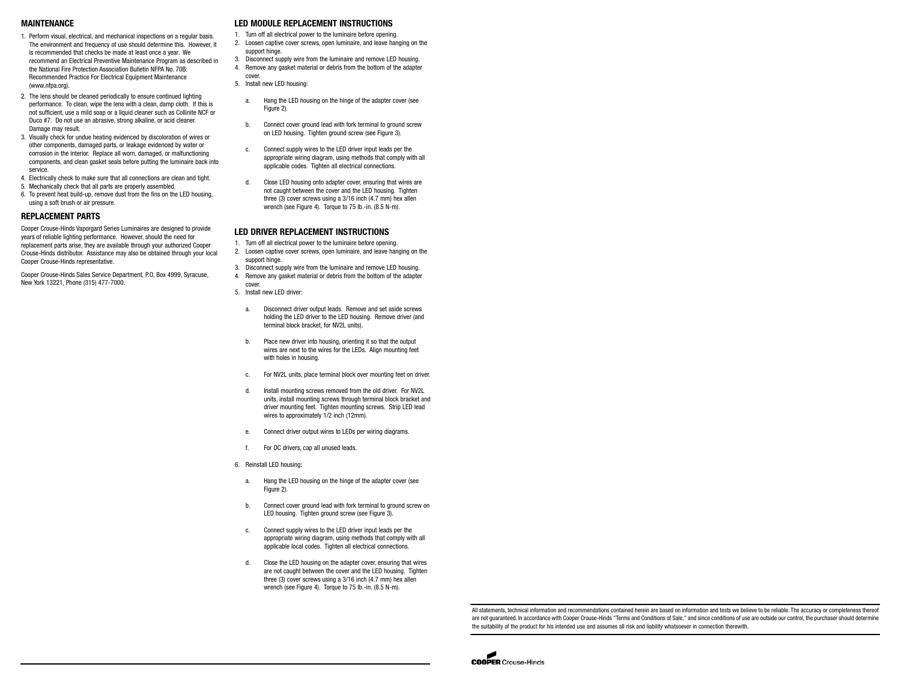## MAINTENANCE

1. Perform visual, electrical, and mechanical inspections on a regular basis. The environment and frequency of use should determine this. However, it is recommended that checks be made at least once a year. We recommend an Electrical Preventive Maintenance Program as described in the National Fire Protection Association Bulletin NFPA No. 70B: Recommended Practice For Electrical Equipment Maintenance (www.nfpa.org).
2. The lens should be cleaned periodically to ensure continued lighting performance. To clean, wipe the lens with a clean, damp cloth. If this is not sufficient, use a mild soap or a liquid cleaner such as Collinite NCF or Duco #7. Do not use an abrasive, strong alkaline, or acid cleaner. Damage may result.
3. Visually check for undue heating evidenced by discoloration of wires or other components, damaged parts, or leakage evidenced by water or corrosion in the interior. Replace all worn, damaged, or malfunctioning components, and clean gasket seals before putting the luminaire back into service.
4. Electrically check to make sure that all connections are clean and tight.
5. Mechanically check that all parts are properly assembled.
6. To prevent heat build-up, remove dust from the fins on the LED housing, using a soft brush or air pressure.

## REPLACEMENT PARTS

Cooper Crouse-Hinds Vaporgard Series Luminaires are designed to provide years of reliable lighting performance. However, should the need for replacement parts arise, they are available through your authorized Cooper Crouse-Hinds distributor. Assistance may also be obtained through your local Cooper Crouse-Hinds representative.

Cooper Crouse-Hinds Sales Service Department, P.O. Box 4999, Syracuse, New York 13221, Phone (315) 477-7000.

## LED MODULE REPLACEMENT INSTRUCTIONS

1. Turn off all electrical power to the luminaire before opening.
2. Loosen captive cover screws, open luminaire, and leave hanging on the support hinge.
3. Disconnect supply wire from the luminaire and remove LED housing.
4. Remove any gasket material or debris from the bottom of the adapter cover.
5. Install new LED housing:

   a. Hang the LED housing on the hinge of the adapter cover (see Figure 2).

   b. Connect cover ground lead with fork terminal to ground screw on LED housing. Tighten ground screw (see Figure 3).

   c. Connect supply wires to the LED driver input leads per the appropriate wiring diagram, using methods that comply with all applicable codes. Tighten all electrical connections.

   d. Close LED housing onto adapter cover, ensuring that wires are not caught between the cover and the LED housing. Tighten three (3) cover screws using a 3/16 inch (4.7 mm) hex allen wrench (see Figure 4). Torque to 75 lb.-in. (8.5 N-m).

## LED DRIVER REPLACEMENT INSTRUCTIONS

1. Turn off all electrical power to the luminaire before opening.
2. Loosen captive cover screws, open luminaire, and leave hanging on the support hinge.
3. Disconnect supply wire from the luminaire and remove LED housing.
4. Remove any gasket material or debris from the bottom of the adapter cover.
5. Install new LED driver:

   a. Disconnect driver output leads. Remove and set aside screws holding the LED driver to the LED housing. Remove driver (and terminal block bracket, for NV2L units).

   b. Place new driver into housing, orienting it so that the output wires are next to the wires for the LEDs. Align mounting feet with holes in housing.

   c. For NV2L units, place terminal block over mounting feet on driver.

   d. Install mounting screws removed from the old driver. For NV2L units, install mounting screws through terminal block bracket and driver mounting feet. Tighten mounting screws. Strip LED lead wires to approximately 1/2 inch (12mm).

   e. Connect driver output wires to LEDs per wiring diagrams.

   f. For DC drivers, cap all unused leads.

6. Reinstall LED housing:

   a. Hang the LED housing on the hinge of the adapter cover (see Figure 2).

   b. Connect cover ground lead with fork terminal to ground screw on LED housing. Tighten ground screw (see Figure 3).

   c. Connect supply wires to the LED driver input leads per the appropriate wiring diagram, using methods that comply with all applicable local codes. Tighten all electrical connections.

   d. Close the LED housing on the adapter cover, ensuring that wires are not caught between the cover and the LED housing. Tighten three (3) cover screws using a 3/16 inch (4.7 mm) hex allen wrench (see Figure 4). Torque to 75 lb.-in. (8.5 N-m).

All statements, technical information and recommendations contained herein are based on information and tests we believe to be reliable. The accuracy or completeness thereof are not guaranteed. In accordance with Cooper Crouse-Hinds "Terms and Conditions of Sale," and since conditions of use are outside our control, the purchaser should determine the suitability of the product for his intended use and assumes all risk and liability whatsoever in connection therewith.

COOPER Crouse-Hinds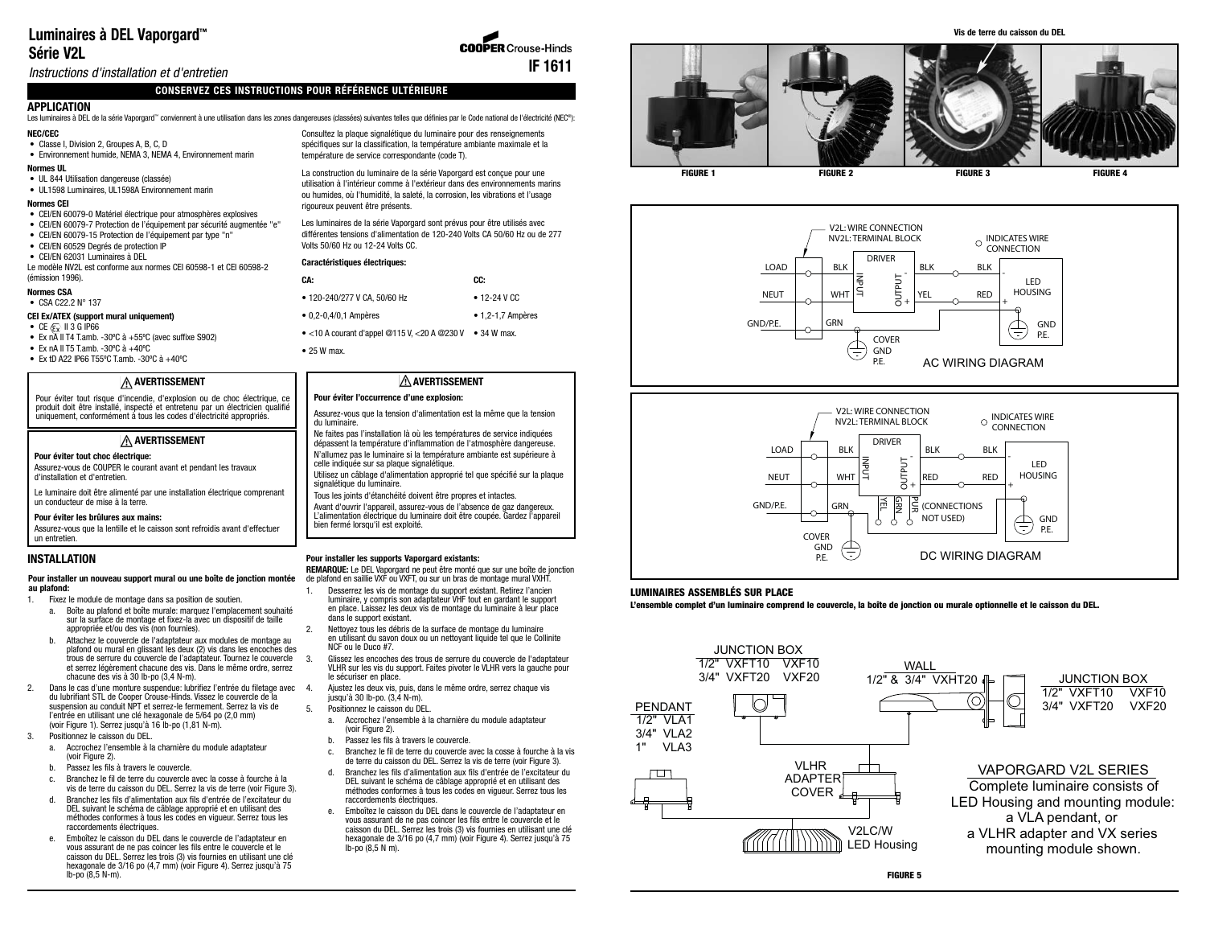# Luminaires à DEL Vaporgard™ Série V2L

*Instructions d'installation et d'entretien*

**IF 1611**

**CONSERVEZ CES INSTRUCTIONS POUR RÉFÉRENCE ULTÉRIEURE**

## APPLICATION

Les luminaires à DEL de la série Vaporgard™ conviennent à une utilisation dans les zones dangereuses (classées) suivantes telles que définies par le Code national de l'électricité (NEC®):

**NEC/CEC**
- Classe I, Division 2, Groupes A, B, C, D
- Environnement humide, NEMA 3, NEMA 4, Environnement marin

**Normes UL**
- UL 844 Utilisation dangereuse (classée)
- UL1598 Luminaires, UL1598A Environnement marin

**Normes CEI**
- CEI/EN 60079-0 Matériel électrique pour atmosphères explosives
- CEI/EN 60079-7 Protection de l'équipement par sécurité augmentée "e"
- CEI/EN 60079-15 Protection de l'équipement par type "n"
- CEI/EN 60529 Degrés de protection IP
- CEI/EN 62031 Luminaires à DEL

Le modèle NV2L est conforme aux normes CEI 60598-1 et CEI 60598-2 (émission 1996).

**Normes CSA**
- CSA C22.2 N° 137

**CEI Ex/ATEX (support mural uniquement)**
- CE Ex II 3 G IP66
- Ex nA II T4 T.amb. -30ºC à +55ºC (avec suffixe S902)
- Ex nA II T5 T.amb. -30ºC à +40ºC
- Ex tD A22 IP66 T55ºC T.amb. -30ºC à +40ºC

Consultez la plaque signalétique du luminaire pour des renseignements spécifiques sur la classification, la température ambiante maximale et la température de service correspondante (code T).

La construction du luminaire de la série Vaporgard est conçue pour une utilisation à l'intérieur comme à l'extérieur dans des environnements marins ou humides, où l'humidité, la saleté, la corrosion, les vibrations et l'usage rigoureux peuvent être présents.

Les luminaires de la série Vaporgard sont prévus pour être utilisés avec différentes tensions d'alimentation de 120-240 Volts CA 50/60 Hz ou de 277 Volts 50/60 Hz ou 12-24 Volts CC.

**Caractéristiques électriques:**

| CA: | CC: |
|---|---|
| • 120-240/277 V CA, 50/60 Hz | • 12-24 V CC |
| • 0,2-0,4/0,1 Ampères | • 1,2-1,7 Ampères |
| • <10 A courant d'appel @115 V, <20 A @230 V | • 34 W max. |
| • 25 W max. | |

> **⚠ AVERTISSEMENT**
>
> Pour éviter tout risque d'incendie, d'explosion ou de choc électrique, ce produit doit être installé, inspecté et entretenu par un électricien qualifié uniquement, conformément à tous les codes d'électricité appropriés.

> **⚠ AVERTISSEMENT**
>
> **Pour éviter tout choc électrique:**
>
> Assurez-vous de COUPER le courant avant et pendant les travaux d'installation et d'entretien.
>
> Le luminaire doit être alimenté par une installation électrique comprenant un conducteur de mise à la terre.
>
> **Pour éviter les brûlures aux mains:**
>
> Assurez-vous que la lentille et le caisson sont refroidis avant d'effectuer un entretien.

> **⚠ AVERTISSEMENT**
>
> **Pour éviter l'occurrence d'une explosion:**
>
> Assurez-vous que la tension d'alimentation est la même que la tension du luminaire.
>
> Ne faites pas l'installation là où les températures de service indiquées dépassent la température d'inflammation de l'atmosphère dangereuse.
>
> N'allumez pas le luminaire si la température ambiante est supérieure à celle indiquée sur sa plaque signalétique.
>
> Utilisez un câblage d'alimentation approprié tel que spécifié sur la plaque signalétique du luminaire.
>
> Tous les joints d'étanchéité doivent être propres et intacts.
>
> Avant d'ouvrir l'appareil, assurez-vous de l'absence de gaz dangereux. L'alimentation électrique du luminaire doit être coupée. Gardez l'appareil bien fermé lorsqu'il est exploité.

## INSTALLATION

**Pour installer un nouveau support mural ou une boîte de jonction montée au plafond:**

1. Fixez le module de montage dans sa position de soutien.
   a. Boîte au plafond et boîte murale: marquez l'emplacement souhaité sur la surface de montage et fixez-la avec un dispositif de taille appropriée et/ou des vis (non fournies).
   b. Attachez le couvercle de l'adaptateur aux modules de montage au plafond ou mural en glissant les deux (2) vis dans les encoches des trous de serrure du couvercle de l'adaptateur. Tournez le couvercle et serrez légèrement chacune des vis. Dans le même ordre, serrez chacune des vis à 30 lb-po (3,4 N-m).
2. Dans le cas d'une monture suspendue: lubrifiez l'entrée du filetage avec du lubrifiant STL de Cooper Crouse-Hinds. Vissez le couvercle de la suspension au conduit NPT et serrez-le fermement. Serrez la vis de l'entrée en utilisant une clé hexagonale de 5/64 po (2,0 mm) (voir Figure 1). Serrez jusqu'à 16 lb-po (1,81 N-m).
3. Positionnez le caisson du DEL.
   a. Accrochez l'ensemble à la charnière du module adaptateur (voir Figure 2).
   b. Passez les fils à travers le couvercle.
   c. Branchez le fil de terre du couvercle avec la cosse à fourche à la vis de terre du caisson du DEL. Serrez la vis de terre (voir Figure 3).
   d. Branchez les fils d'alimentation aux fils d'entrée de l'excitateur du DEL suivant le schéma de câblage approprié et en utilisant des méthodes conformes à tous les codes en vigueur. Serrez tous les raccordements électriques.
   e. Emboîtez le caisson du DEL dans le couvercle de l'adaptateur en vous assurant de ne pas coincer les fils entre le couvercle et le caisson du DEL. Serrez les trois (3) vis fournies en utilisant une clé hexagonale de 3/16 po (4,7 mm) (voir Figure 4). Serrez jusqu'à 75 lb-po (8,5 N-m).

**Pour installer les supports Vaporgard existants:**

**REMARQUE:** Le DEL Vaporgard ne peut être monté que sur une boîte de jonction de plafond en saillie VXF ou VXFT, ou sur un bras de montage mural VXHT.

1. Desserrez les vis de montage du support existant. Retirez l'ancien luminaire, y compris son adaptateur VHF tout en gardant le support en place. Laissez les deux vis de montage du luminaire à leur place dans le support existant.
2. Nettoyez tous les débris de la surface de montage du luminaire en utilisant du savon doux ou un nettoyant liquide tel que le Collinite NCF ou le Duco #7.
3. Glissez les encoches des trous de serrure du couvercle de l'adaptateur VLHR sur les vis du support. Faites pivoter le VLHR vers la gauche pour le sécuriser en place.
4. Ajustez les deux vis, puis, dans le même ordre, serrez chaque vis jusqu'à 30 lb-po. (3,4 N-m).
5. Positionnez le caisson du DEL.
   a. Accrochez l'ensemble à la charnière du module adaptateur (voir Figure 2).
   b. Passez les fils à travers le couvercle.
   c. Branchez le fil de terre du couvercle avec la cosse à fourche à la vis de terre du caisson du DEL. Serrez la vis de terre (voir Figure 3).
   d. Branchez les fils d'alimentation aux fils d'entrée de l'excitateur du DEL suivant le schéma de câblage approprié et en utilisant des méthodes conformes à tous les codes en vigueur. Serrez tous les raccordements électriques.
   e. Emboîtez le caisson du DEL dans le couvercle de l'adaptateur en vous assurant de ne pas coincer les fils entre le couvercle et le caisson du DEL. Serrez les trois (3) vis fournies en utilisant une clé hexagonale de 3/16 po (4,7 mm) (voir Figure 4). Serrez jusqu'à 75 lb-po (8,5 N m).

Vis de terre du caisson du DEL

FIGURE 1 FIGURE 2 FIGURE 3 FIGURE 4

AC WIRING DIAGRAM

DC WIRING DIAGRAM

## LUMINAIRES ASSEMBLÉS SUR PLACE

**L'ensemble complet d'un luminaire comprend le couvercle, la boîte de jonction ou murale optionnelle et le caisson du DEL.**

FIGURE 5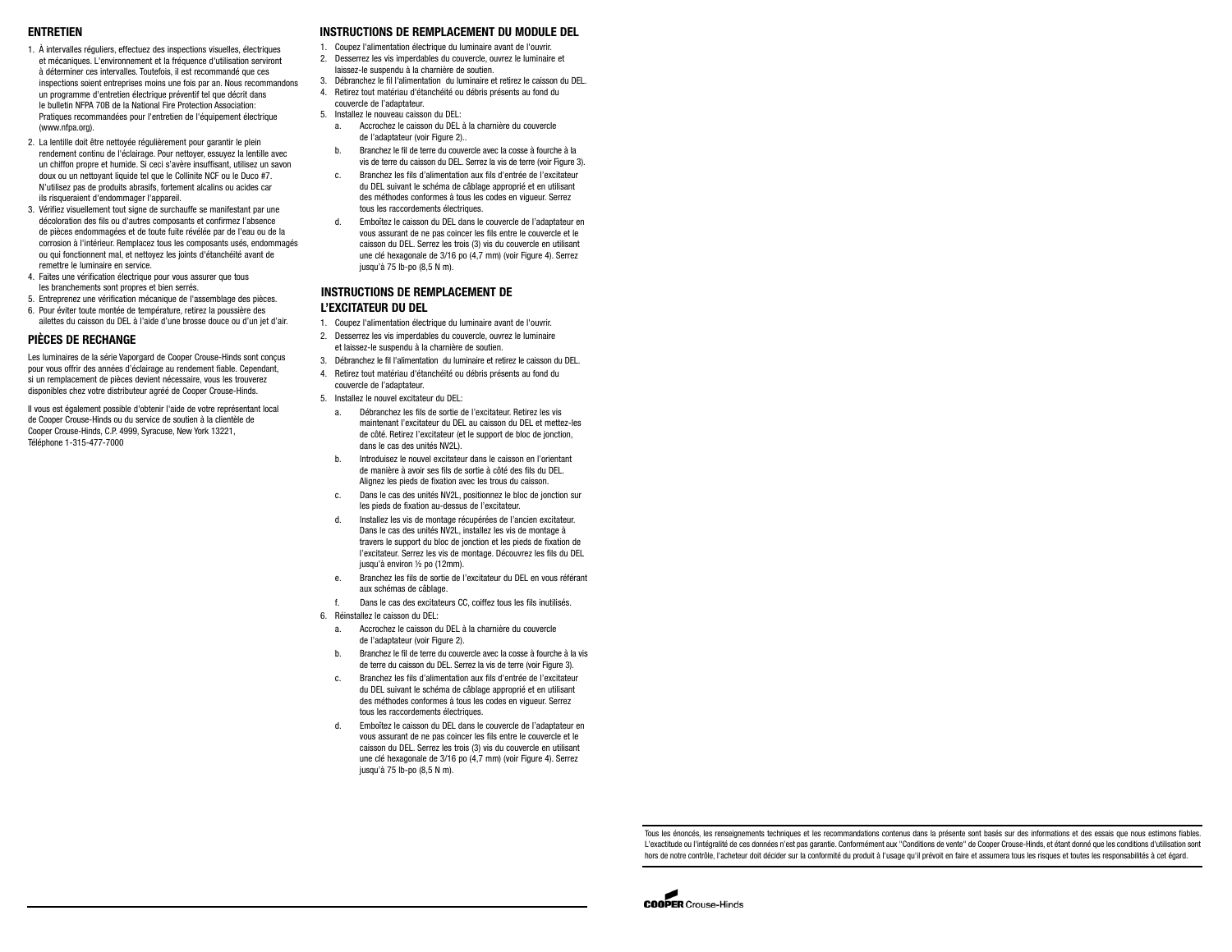## ENTRETIEN

1. À intervalles réguliers, effectuez des inspections visuelles, électriques et mécaniques. L'environnement et la fréquence d'utilisation serviront à déterminer ces intervalles. Toutefois, il est recommandé que ces inspections soient entreprises moins une fois par an. Nous recommandons un programme d'entretien électrique préventif tel que décrit dans le bulletin NFPA 70B de la National Fire Protection Association: Pratiques recommandées pour l'entretien de l'équipement électrique (www.nfpa.org).
2. La lentille doit être nettoyée régulièrement pour garantir le plein rendement continu de l'éclairage. Pour nettoyer, essuyez la lentille avec un chiffon propre et humide. Si ceci s'avère insuffisant, utilisez un savon doux ou un nettoyant liquide tel que le Collinite NCF ou le Duco #7. N'utilisez pas de produits abrasifs, fortement alcalins ou acides car ils risqueraient d'endommager l'appareil.
3. Vérifiez visuellement tout signe de surchauffe se manifestant par une décoloration des fils ou d'autres composants et confirmez l'absence de pièces endommagées et de toute fuite révélée par de l'eau ou de la corrosion à l'intérieur. Remplacez tous les composants usés, endommagés ou qui fonctionnent mal, et nettoyez les joints d'étanchéité avant de remettre le luminaire en service.
4. Faites une vérification électrique pour vous assurer que tous les branchements sont propres et bien serrés.
5. Entreprenez une vérification mécanique de l'assemblage des pièces.
6. Pour éviter toute montée de température, retirez la poussière des ailettes du caisson du DEL à l'aide d'une brosse douce ou d'un jet d'air.

## PIÈCES DE RECHANGE

Les luminaires de la série Vaporgard de Cooper Crouse-Hinds sont conçus pour vous offrir des années d'éclairage au rendement fiable. Cependant, si un remplacement de pièces devient nécessaire, vous les trouverez disponibles chez votre distributeur agréé de Cooper Crouse-Hinds.

Il vous est également possible d'obtenir l'aide de votre représentant local de Cooper Crouse-Hinds ou du service de soutien à la clientèle de Cooper Crouse-Hinds, C.P. 4999, Syracuse, New York 13221, Téléphone 1-315-477-7000

## INSTRUCTIONS DE REMPLACEMENT DU MODULE DEL

1. Coupez l'alimentation électrique du luminaire avant de l'ouvrir.
2. Desserrez les vis imperdables du couvercle, ouvrez le luminaire et laissez-le suspendu à la charnière de soutien.
3. Débranchez le fil l'alimentation du luminaire et retirez le caisson du DEL.
4. Retirez tout matériau d'étanchéité ou débris présents au fond du couvercle de l'adaptateur.
5. Installez le nouveau caisson du DEL:
   a. Accrochez le caisson du DEL à la charnière du couvercle de l'adaptateur (voir Figure 2)..
   b. Branchez le fil de terre du couvercle avec la cosse à fourche à la vis de terre du caisson du DEL. Serrez la vis de terre (voir Figure 3).
   c. Branchez les fils d'alimentation aux fils d'entrée de l'excitateur du DEL suivant le schéma de câblage approprié et en utilisant des méthodes conformes à tous les codes en vigueur. Serrez tous les raccordements électriques.
   d. Emboîtez le caisson du DEL dans le couvercle de l'adaptateur en vous assurant de ne pas coincer les fils entre le couvercle et le caisson du DEL. Serrez les trois (3) vis du couvercle en utilisant une clé hexagonale de 3/16 po (4,7 mm) (voir Figure 4). Serrez jusqu'à 75 lb-po (8,5 N m).

## INSTRUCTIONS DE REMPLACEMENT DE L'EXCITATEUR DU DEL

1. Coupez l'alimentation électrique du luminaire avant de l'ouvrir.
2. Desserrez les vis imperdables du couvercle, ouvrez le luminaire et laissez-le suspendu à la charnière de soutien.
3. Débranchez le fil l'alimentation du luminaire et retirez le caisson du DEL.
4. Retirez tout matériau d'étanchéité ou débris présents au fond du couvercle de l'adaptateur.
5. Installez le nouvel excitateur du DEL:
   a. Débranchez les fils de sortie de l'excitateur. Retirez les vis maintenant l'excitateur du DEL au caisson du DEL et mettez-les de côté. Retirez l'excitateur (et le support de bloc de jonction, dans le cas des unités NV2L).
   b. Introduisez le nouvel excitateur dans le caisson en l'orientant de manière à avoir ses fils de sortie à côté des fils du DEL. Alignez les pieds de fixation avec les trous du caisson.
   c. Dans le cas des unités NV2L, positionnez le bloc de jonction sur les pieds de fixation au-dessus de l'excitateur.
   d. Installez les vis de montage récupérées de l'ancien excitateur. Dans le cas des unités NV2L, installez les vis de montage à travers le support du bloc de jonction et les pieds de fixation de l'excitateur. Serrez les vis de montage. Découvrez les fils du DEL jusqu'à environ ½ po (12mm).
   e. Branchez les fils de sortie de l'excitateur du DEL en vous référant aux schémas de câblage.
   f. Dans le cas des excitateurs CC, coiffez tous les fils inutilisés.
6. Réinstallez le caisson du DEL:
   a. Accrochez le caisson du DEL à la charnière du couvercle de l'adaptateur (voir Figure 2).
   b. Branchez le fil de terre du couvercle avec la cosse à fourche à la vis de terre du caisson du DEL. Serrez la vis de terre (voir Figure 3).
   c. Branchez les fils d'alimentation aux fils d'entrée de l'excitateur du DEL suivant le schéma de câblage approprié et en utilisant des méthodes conformes à tous les codes en vigueur. Serrez tous les raccordements électriques.
   d. Emboîtez le caisson du DEL dans le couvercle de l'adaptateur en vous assurant de ne pas coincer les fils entre le couvercle et le caisson du DEL. Serrez les trois (3) vis du couvercle en utilisant une clé hexagonale de 3/16 po (4,7 mm) (voir Figure 4). Serrez jusqu'à 75 lb-po (8,5 N m).

Tous les énoncés, les renseignements techniques et les recommandations contenus dans la présente sont basés sur des informations et des essais que nous estimons fiables. L'exactitude ou l'intégralité de ces données n'est pas garantie. Conformément aux "Conditions de vente" de Cooper Crouse-Hinds, et étant donné que les conditions d'utilisation sont hors de notre contrôle, l'acheteur doit décider sur la conformité du produit à l'usage qu'il prévoit en faire et assumera tous les risques et toutes les responsabilités à cet égard.

COOPER Crouse-Hinds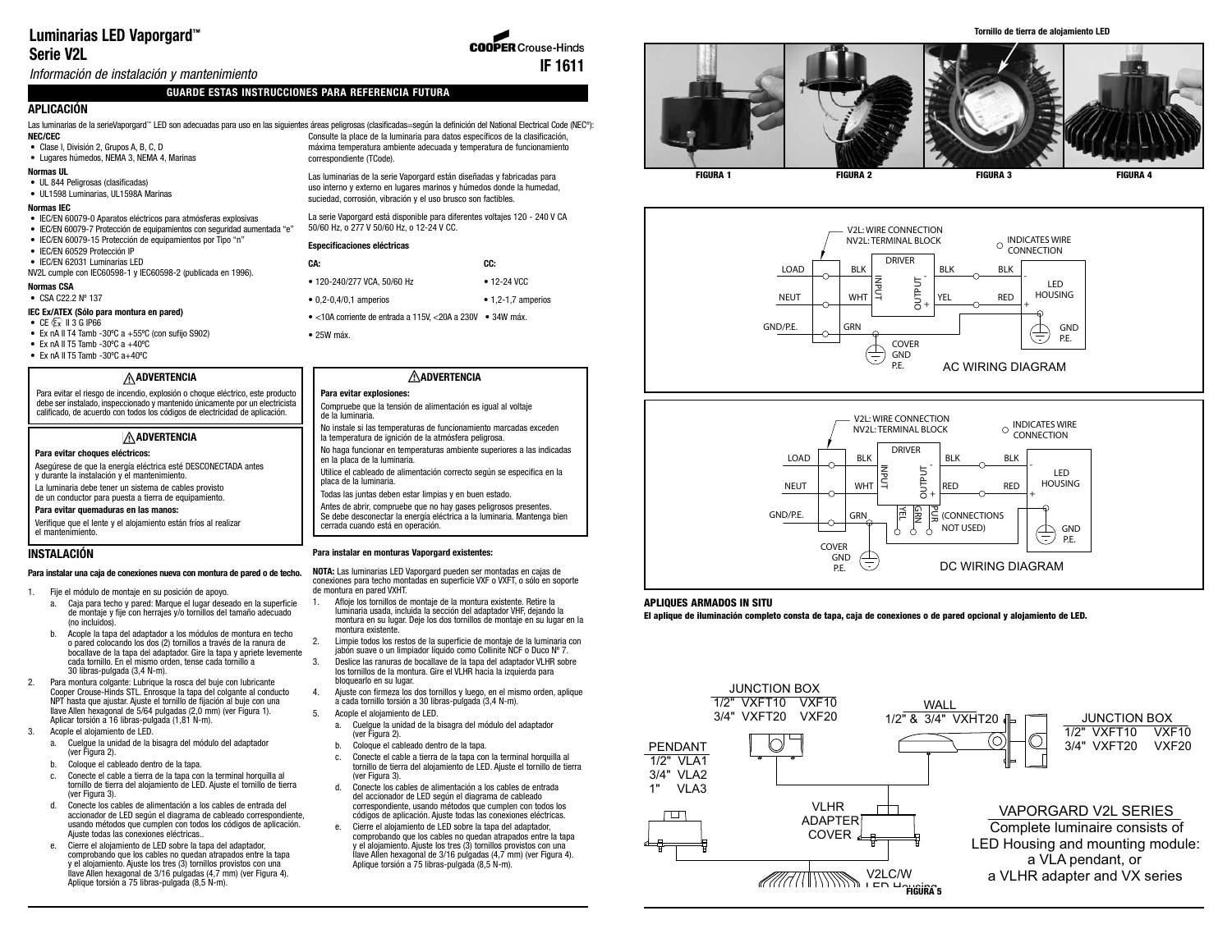# Luminarias LED Vaporgard™ Serie V2L

*Información de instalación y mantenimiento*

COOPER Crouse-Hinds

**IF 1611**

**GUARDE ESTAS INSTRUCCIONES PARA REFERENCIA FUTURA**

## APLICACIÓN

Las luminarias de la serieVaporgard™ LED son adecuadas para uso en las siguientes áreas peligrosas (clasificadas=según la definición del National Electrical Code (NEC®):

**NEC/CEC**

- Clase I, División 2, Grupos A, B, C, D
- Lugares húmedos, NEMA 3, NEMA 4, Marinas

**Normas UL**

- UL 844 Peligrosas (clasificadas)
- UL1598 Luminarias, UL1598A Marinas

**Normas IEC**

- IEC/EN 60079-0 Aparatos eléctricos para atmósferas explosivas
- IEC/EN 60079-7 Protección de equipamientos con seguridad aumentada "e"
- IEC/EN 60079-15 Protección de equipamientos por Tipo "n"
- IEC/EN 60529 Protección IP
- IEC/EN 62031 Luminarias LED

NV2L cumple con IEC60598-1 y IEC60598-2 (publicada en 1996).

**Normas CSA**

- CSA C22.2 Nº 137

**IEC Ex/ATEX (Sólo para montura en pared)**

- CE Ex II 3 G IP66
- Ex nA II T4 Tamb -30ºC a +55ºC (con sufijo S902)
- Ex nA II T5 Tamb -30ºC a +40ºC
- Ex nA II T5 Tamb -30ºC a+40ºC

Consulte la placa de la luminaria para datos específicos de la clasificación, máxima temperatura ambiente adecuada y temperatura de funcionamiento correspondiente (TCode).

Las luminarias de la serie Vaporgard están diseñadas y fabricadas para uso interno y externo en lugares marinos y húmedos donde la humedad, suciedad, corrosión, vibración y el uso brusco son factibles.

La serie Vaporgard está disponible para diferentes voltajes 120 - 240 V CA 50/60 Hz, o 277 V 50/60 Hz, o 12-24 V CC.

**Especificaciones eléctricas**

| CA: | CC: |
|---|---|
| • 120-240/277 VCA, 50/60 Hz | • 12-24 VCC |
| • 0,2-0,4/0,1 amperios | • 1,2-1,7 amperios |
| • <10A corriente de entrada a 115V, <20A a 230V | • 34W máx. |
| • 25W máx. | |

### ⚠ ADVERTENCIA

Para evitar el riesgo de incendio, explosión o choque eléctrico, este producto debe ser instalado, inspeccionado y mantenido únicamente por un electricista calificado, de acuerdo con todos los códigos de electricidad de aplicación.

### ⚠ ADVERTENCIA

**Para evitar choques eléctricos:**

Asegúrese de que la energía eléctrica esté DESCONECTADA antes y durante la instalación y el mantenimiento.

La luminaria debe tener un sistema de cables provisto de un conductor para puesta a tierra de equipamiento.

**Para evitar quemaduras en las manos:**

Verifique que el lente y el alojamiento están fríos al realizar el mantenimiento.

### ⚠ ADVERTENCIA

**Para evitar explosiones:**

Compruebe que la tensión de alimentación es igual al voltaje de la luminaria.

No instale si las temperaturas de funcionamiento marcadas exceden la temperatura de ignición de la atmósfera peligrosa.

No haga funcionar en temperaturas ambiente superiores a las indicadas en la placa de la luminaria.

Utilice el cableado de alimentación correcto según se especifica en la placa de la luminaria.

Todas las juntas deben estar limpias y en buen estado.

Antes de abrir, compruebe que no hay gases peligrosos presentes. Se debe desconectar la energía eléctrica a la luminaria. Mantenga bien cerrada cuando está en operación.

## INSTALACIÓN

**Para instalar una caja de conexiones nueva con montura de pared o de techo.**

1. Fije el módulo de montaje en su posición de apoyo.
   a. Caja para techo y pared: Marque el lugar deseado en la superficie de montaje y fije con herrajes y/o tornillos del tamaño adecuado (no incluidos).
   b. Acople la tapa del adaptador a los módulos de montura en techo o pared colocando los dos (2) tornillos a través de la ranura de bocallave de la tapa del adaptador. Gire la tapa y apriete levemente cada tornillo. En el mismo orden, tense cada tornillo a 30 libras-pulgada (3,4 N-m).
2. Para montura colgante: Lubrique la rosca del buje con lubricante Cooper Crouse-Hinds STL. Enrosque la tapa del colgante al conducto NPT hasta que ajustar. Ajuste el tornillo de fijación al buje con una llave Allen hexagonal de 5/64 pulgadas (2,0 mm) (ver Figura 1). Aplicar torsión a 16 libras-pulgada (1,81 N-m).
3. Acople el alojamiento de LED.
   a. Cuelgue la unidad de la bisagra del módulo del adaptador (ver Figura 2).
   b. Coloque el cableado dentro de la tapa.
   c. Conecte el cable a tierra de la tapa con la terminal horquilla al tornillo de tierra del alojamiento de LED. Ajuste el tornillo de tierra (ver Figura 3).
   d. Conecte los cables de alimentación a los cables de entrada del accionador de LED según el diagrama de cableado correspondiente, usando métodos que cumplen con todos los códigos de aplicación. Ajuste todas las conexiones eléctricas..
   e. Cierre el alojamiento de LED sobre la tapa del adaptador, comprobando que los cables no quedan atrapados entre la tapa y el alojamiento. Ajuste los tres (3) tornillos provistos con una llave Allen hexagonal de 3/16 pulgadas (4,7 mm) (ver Figura 4). Aplique torsión a 75 libras-pulgada (8,5 N-m).

**Para instalar en monturas Vaporgard existentes:**

**NOTA:** Las luminarias LED Vaporgard pueden ser montadas en cajas de conexiones para techo montadas en superficie VXF o VXFT, o sólo en soporte de montura en pared VXHT.

1. Afloje los tornillos de montaje de la montura existente. Retire la luminaria usada, incluida la sección del adaptador VHF, dejando la montura en su lugar. Deje los dos tornillos de montaje en su lugar en la montura existente.
2. Limpie todos los restos de la superficie de montaje de la luminaria con jabón suave o un limpiador líquido como Collinite NCF o Duco Nº 7.
3. Deslice las ranuras de bocallave de la tapa del adaptador VLHR sobre los tornillos de la montura. Gire el VLHR hacia la izquierda para bloquearlo en su lugar.
4. Ajuste con firmeza los dos tornillos y luego, en el mismo orden, aplique a cada tornillo torsión a 30 libras-pulgada (3,4 N-m).
5. Acople el alojamiento de LED.
   a. Cuelgue la unidad de la bisagra del módulo del adaptador (ver Figura 2).
   b. Coloque el cableado dentro de la tapa.
   c. Conecte el cable a tierra de la tapa con la terminal horquilla al tornillo de tierra del alojamiento de LED. Ajuste el tornillo de tierra (ver Figura 3).
   d. Conecte los cables de alimentación a los cables de entrada del accionador de LED según el diagrama de cableado correspondiente, usando métodos que cumplen con todos los códigos de aplicación. Ajuste todas las conexiones eléctricas.
   e. Cierre el alojamiento de LED sobre la tapa del adaptador, comprobando que los cables no quedan atrapados entre la tapa y el alojamiento. Ajuste los tres (3) tornillos provistos con una llave Allen hexagonal de 3/16 pulgadas (4,7 mm) (ver Figura 4). Aplique torsión a 75 libras-pulgada (8,5 N-m).

Tornillo de tierra de alojamiento LED

FIGURA 1 FIGURA 2 FIGURA 3 FIGURA 4

V2L: WIRE CONNECTION / NV2L: TERMINAL BLOCK — INDICATES WIRE CONNECTION — LOAD, NEUT, GND/P.E. — BLK, WHT, GRN — DRIVER INPUT / OUTPUT — BLK, YEL — BLK, RED — LED HOUSING — GND P.E. — COVER GND P.E.

AC WIRING DIAGRAM

V2L: WIRE CONNECTION / NV2L: TERMINAL BLOCK — INDICATES WIRE CONNECTION — LOAD, NEUT, GND/P.E. — BLK, WHT, GRN — DRIVER INPUT / OUTPUT — BLK, RED — BLK, RED — YEL, GRN, PUR (CONNECTIONS NOT USED) — LED HOUSING — GND P.E. — COVER GND P.E.

DC WIRING DIAGRAM

**APLIQUES ARMADOS IN SITU**

**El aplique de iluminación completo consta de tapa, caja de conexiones o de pared opcional y alojamiento de LED.**

| JUNCTION BOX | | |
|---|---|---|
| 1/2" | VXFT10 | VXF10 |
| 3/4" | VXFT20 | VXF20 |

WALL: 1/2" & 3/4" VXHT20

| PENDANT | |
|---|---|
| 1/2" | VLA1 |
| 3/4" | VLA2 |
| 1" | VLA3 |

VLHR ADAPTER COVER

V2LC/W LED Housing

VAPORGARD V2L SERIES
Complete luminaire consists of LED Housing and mounting module: a VLA pendant, or a VLHR adapter and VX series

FIGURA 5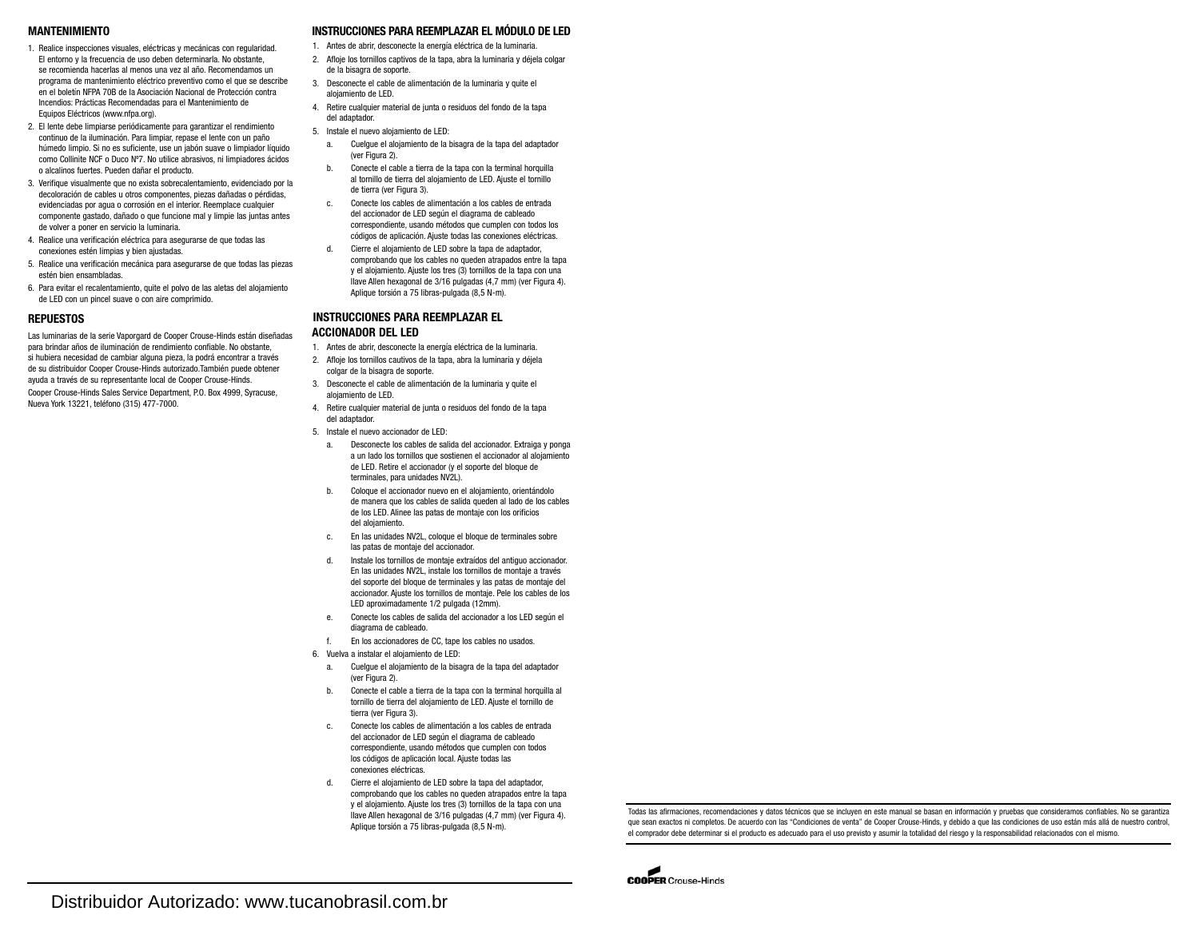## MANTENIMIENTO

1. Realice inspecciones visuales, eléctricas y mecánicas con regularidad. El entorno y la frecuencia de uso deben determinarla. No obstante, se recomienda hacerlas al menos una vez al año. Recomendamos un programa de mantenimiento eléctrico preventivo como el que se describe en el boletín NFPA 70B de la Asociación Nacional de Protección contra Incendios: Prácticas Recomendadas para el Mantenimiento de Equipos Eléctricos (www.nfpa.org).
2. El lente debe limpiarse periódicamente para garantizar el rendimiento continuo de la iluminación. Para limpiar, repase el lente con un paño húmedo limpio. Si no es suficiente, use un jabón suave o limpiador líquido como Collinite NCF o Duco Nº7. No utilice abrasivos, ni limpiadores ácidos o alcalinos fuertes. Pueden dañar el producto.
3. Verifique visualmente que no exista sobrecalentamiento, evidenciado por la decoloración de cables u otros componentes, piezas dañadas o pérdidas, evidenciadas por agua o corrosión en el interior. Reemplace cualquier componente gastado, dañado o que funcione mal y limpie las juntas antes de volver a poner en servicio la luminaria.
4. Realice una verificación eléctrica para asegurarse de que todas las conexiones estén limpias y bien ajustadas.
5. Realice una verificación mecánica para asegurarse de que todas las piezas estén bien ensambladas.
6. Para evitar el recalentamiento, quite el polvo de las aletas del alojamiento de LED con un pincel suave o con aire comprimido.

## REPUESTOS

Las luminarias de la serie Vaporgard de Cooper Crouse-Hinds están diseñadas para brindar años de iluminación de rendimiento confiable. No obstante, si hubiera necesidad de cambiar alguna pieza, la podrá encontrar a través de su distribuidor Cooper Crouse-Hinds autorizado.También puede obtener ayuda a través de su representante local de Cooper Crouse-Hinds.

Cooper Crouse-Hinds Sales Service Department, P.O. Box 4999, Syracuse, Nueva York 13221, teléfono (315) 477-7000.

## INSTRUCCIONES PARA REEMPLAZAR EL MÓDULO DE LED

1. Antes de abrir, desconecte la energía eléctrica de la luminaria.
2. Afloje los tornillos captivos de la tapa, abra la luminaria y déjela colgar de la bisagra de soporte.
3. Desconecte el cable de alimentación de la luminaria y quite el alojamiento de LED.
4. Retire cualquier material de junta o residuos del fondo de la tapa del adaptador.
5. Instale el nuevo alojamiento de LED:
   a. Cuelgue el alojamiento de la bisagra de la tapa del adaptador (ver Figura 2).
   b. Conecte el cable a tierra de la tapa con la terminal horquilla al tornillo de tierra del alojamiento de LED. Ajuste el tornillo de tierra (ver Figura 3).
   c. Conecte los cables de alimentación a los cables de entrada del accionador de LED según el diagrama de cableado correspondiente, usando métodos que cumplen con todos los códigos de aplicación. Ajuste todas las conexiones eléctricas.
   d. Cierre el alojamiento de LED sobre la tapa de adaptador, comprobando que los cables no queden atrapados entre la tapa y el alojamiento. Ajuste los tres (3) tornillos de la tapa con una llave Allen hexagonal de 3/16 pulgadas (4,7 mm) (ver Figura 4). Aplique torsión a 75 libras-pulgada (8,5 N-m).

## INSTRUCCIONES PARA REEMPLAZAR EL ACCIONADOR DEL LED

1. Antes de abrir, desconecte la energía eléctrica de la luminaria.
2. Afloje los tornillos cautivos de la tapa, abra la luminaria y déjela colgar de la bisagra de soporte.
3. Desconecte el cable de alimentación de la luminaria y quite el alojamiento de LED.
4. Retire cualquier material de junta o residuos del fondo de la tapa del adaptador.
5. Instale el nuevo accionador de LED:
   a. Desconecte los cables de salida del accionador. Extraiga y ponga a un lado los tornillos que sostienen el accionador al alojamiento de LED. Retire el accionador (y el soporte del bloque de terminales, para unidades NV2L).
   b. Coloque el accionador nuevo en el alojamiento, orientándolo de manera que los cables de salida queden al lado de los cables de los LED. Alinee las patas de montaje con los orificios del alojamiento.
   c. En las unidades NV2L, coloque el bloque de terminales sobre las patas de montaje del accionador.
   d. Instale los tornillos de montaje extraídos del antiguo accionador. En las unidades NV2L, instale los tornillos de montaje a través del soporte del bloque de terminales y las patas de montaje del accionador. Ajuste los tornillos de montaje. Pele los cables de los LED aproximadamente 1/2 pulgada (12mm).
   e. Conecte los cables de salida del accionador a los LED según el diagrama de cableado.
   f. En los accionadores de CC, tape los cables no usados.
6. Vuelva a instalar el alojamiento de LED:
   a. Cuelgue el alojamiento de la bisagra de la tapa del adaptador (ver Figura 2).
   b. Conecte el cable a tierra de la tapa con la terminal horquilla al tornillo de tierra del alojamiento de LED. Ajuste el tornillo de tierra (ver Figura 3).
   c. Conecte los cables de alimentación a los cables de entrada del accionador de LED según el diagrama de cableado correspondiente, usando métodos que cumplen con todos los códigos de aplicación local. Ajuste todas las conexiones eléctricas.
   d. Cierre el alojamiento de LED sobre la tapa del adaptador, comprobando que los cables no queden atrapados entre la tapa y el alojamiento. Ajuste los tres (3) tornillos de la tapa con una llave Allen hexagonal de 3/16 pulgadas (4,7 mm) (ver Figura 4). Aplique torsión a 75 libras-pulgada (8,5 N-m).

Todas las afirmaciones, recomendaciones y datos técnicos que se incluyen en este manual se basan en información y pruebas que consideramos confiables. No se garantiza que sean exactos ni completos. De acuerdo con las "Condiciones de venta" de Cooper Crouse-Hinds, y debido a que las condiciones de uso están más allá de nuestro control, el comprador debe determinar si el producto es adecuado para el uso previsto y asumir la totalidad del riesgo y la responsabilidad relacionados con el mismo.

COOPER Crouse-Hinds

Distribuidor Autorizado: www.tucanobrasil.com.br